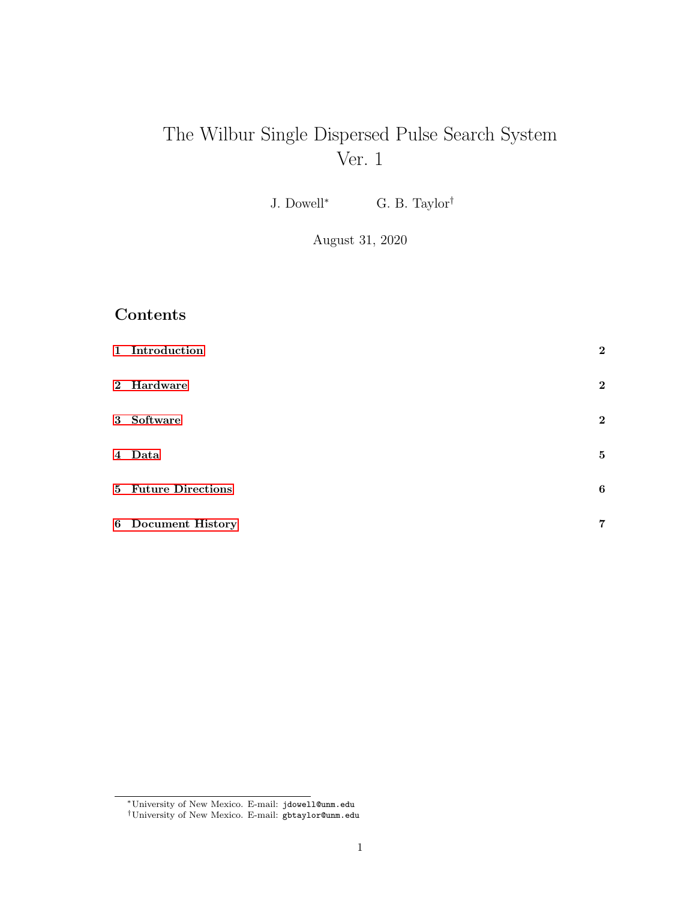# The Wilbur Single Dispersed Pulse Search System
# Ver. 1

J. Dowell[*] G. B. Taylor[†]

August 31, 2020

## Contents

1 Introduction 2

2 Hardware 2

3 Software 2

4 Data 5

5 Future Directions 6

6 Document History 7

[*]University of New Mexico. E-mail: jdowell@unm.edu

[†]University of New Mexico. E-mail: gbtaylor@unm.edu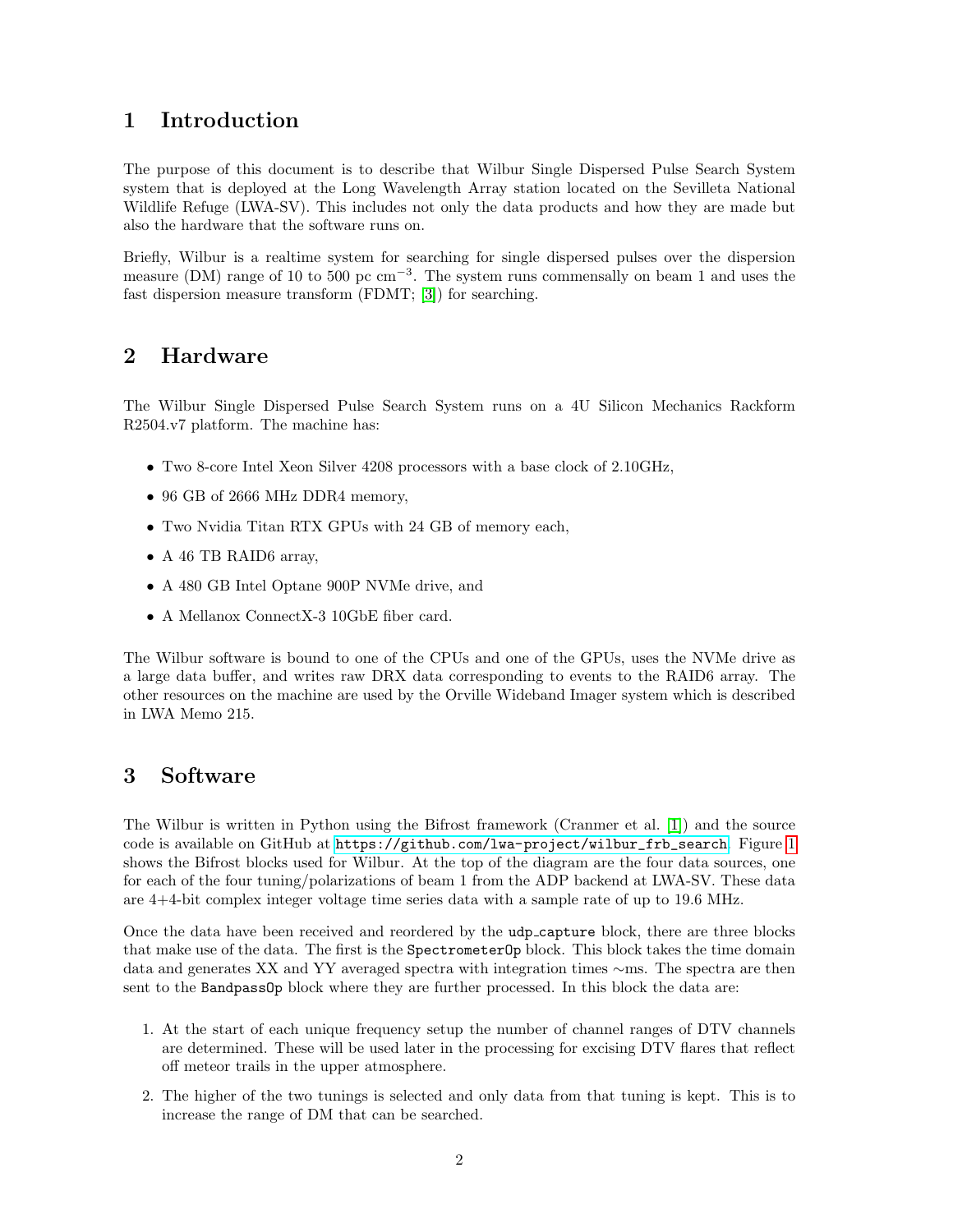# 1 Introduction

The purpose of this document is to describe that Wilbur Single Dispersed Pulse Search System system that is deployed at the Long Wavelength Array station located on the Sevilleta National Wildlife Refuge (LWA-SV). This includes not only the data products and how they are made but also the hardware that the software runs on.

Briefly, Wilbur is a realtime system for searching for single dispersed pulses over the dispersion measure (DM) range of 10 to 500 pc cm$^{-3}$. The system runs commensally on beam 1 and uses the fast dispersion measure transform (FDMT; [3]) for searching.

# 2 Hardware

The Wilbur Single Dispersed Pulse Search System runs on a 4U Silicon Mechanics Rackform R2504.v7 platform. The machine has:

- Two 8-core Intel Xeon Silver 4208 processors with a base clock of 2.10GHz,
- 96 GB of 2666 MHz DDR4 memory,
- Two Nvidia Titan RTX GPUs with 24 GB of memory each,
- A 46 TB RAID6 array,
- A 480 GB Intel Optane 900P NVMe drive, and
- A Mellanox ConnectX-3 10GbE fiber card.

The Wilbur software is bound to one of the CPUs and one of the GPUs, uses the NVMe drive as a large data buffer, and writes raw DRX data corresponding to events to the RAID6 array. The other resources on the machine are used by the Orville Wideband Imager system which is described in LWA Memo 215.

# 3 Software

The Wilbur is written in Python using the Bifrost framework (Cranmer et al. [1]) and the source code is available on GitHub at https://github.com/lwa-project/wilbur_frb_search. Figure 1 shows the Bifrost blocks used for Wilbur. At the top of the diagram are the four data sources, one for each of the four tuning/polarizations of beam 1 from the ADP backend at LWA-SV. These data are 4+4-bit complex integer voltage time series data with a sample rate of up to 19.6 MHz.

Once the data have been received and reordered by the `udp_capture` block, there are three blocks that make use of the data. The first is the `SpectrometerOp` block. This block takes the time domain data and generates XX and YY averaged spectra with integration times $\sim$ms. The spectra are then sent to the `BandpassOp` block where they are further processed. In this block the data are:

1. At the start of each unique frequency setup the number of channel ranges of DTV channels are determined. These will be used later in the processing for excising DTV flares that reflect off meteor trails in the upper atmosphere.
2. The higher of the two tunings is selected and only data from that tuning is kept. This is to increase the range of DM that can be searched.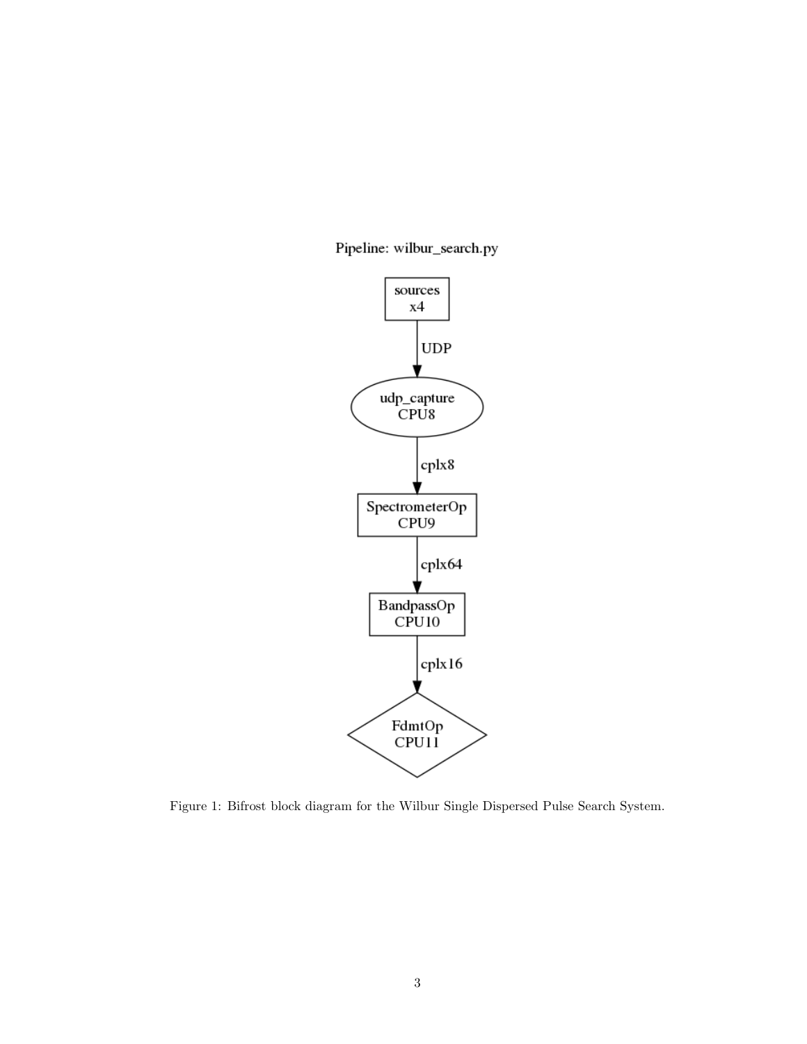Pipeline: wilbur_search.py

sources
x4

UDP

udp_capture
CPU8

cplx8

SpectrometerOp
CPU9

cplx64

BandpassOp
CPU10

cplx16

FdmtOp
CPU11

Figure 1: Bifrost block diagram for the Wilbur Single Dispersed Pulse Search System.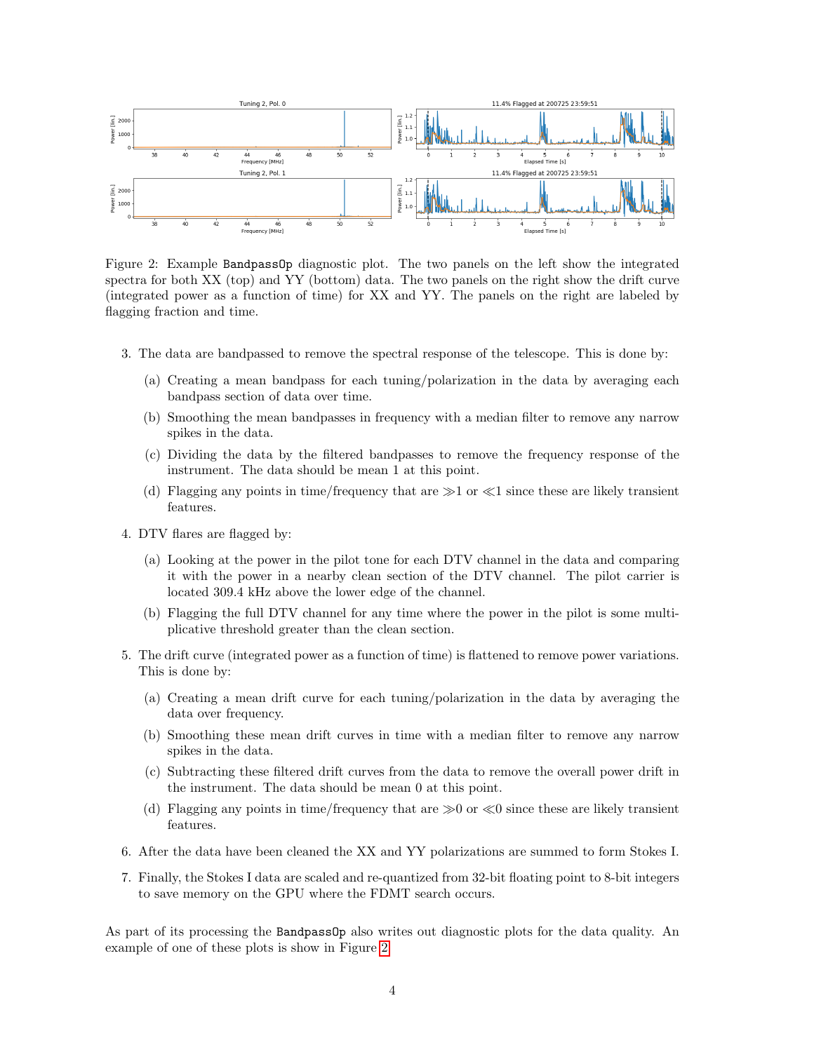Tuning 2, Pol. 0

Power [lin.]

2000

1000

0

38 40 42 44 46 48 50 52

Frequency [MHz]

11.4% Flagged at 200725 23:59:51

Power [lin.]

1.2

1.1

1.0

0 1 2 3 4 5 6 7 8 9 10

Elapsed Time [s]

Tuning 2, Pol. 1

Power [lin.]

2000

1000

0

38 40 42 44 46 48 50 52

Frequency [MHz]

11.4% Flagged at 200725 23:59:51

Power [lin.]

1.2

1.1

1.0

0 1 2 3 4 5 6 7 8 9 10

Elapsed Time [s]

Figure 2: Example `BandpassOp` diagnostic plot. The two panels on the left show the integrated spectra for both XX (top) and YY (bottom) data. The two panels on the right show the drift curve (integrated power as a function of time) for XX and YY. The panels on the right are labeled by flagging fraction and time.

3. The data are bandpassed to remove the spectral response of the telescope. This is done by:
   (a) Creating a mean bandpass for each tuning/polarization in the data by averaging each bandpass section of data over time.
   (b) Smoothing the mean bandpasses in frequency with a median filter to remove any narrow spikes in the data.
   (c) Dividing the data by the filtered bandpasses to remove the frequency response of the instrument. The data should be mean 1 at this point.
   (d) Flagging any points in time/frequency that are $\gg$1 or $\ll$1 since these are likely transient features.
4. DTV flares are flagged by:
   (a) Looking at the power in the pilot tone for each DTV channel in the data and comparing it with the power in a nearby clean section of the DTV channel. The pilot carrier is located 309.4 kHz above the lower edge of the channel.
   (b) Flagging the full DTV channel for any time where the power in the pilot is some multiplicative threshold greater than the clean section.
5. The drift curve (integrated power as a function of time) is flattened to remove power variations. This is done by:
   (a) Creating a mean drift curve for each tuning/polarization in the data by averaging the data over frequency.
   (b) Smoothing these mean drift curves in time with a median filter to remove any narrow spikes in the data.
   (c) Subtracting these filtered drift curves from the data to remove the overall power drift in the instrument. The data should be mean 0 at this point.
   (d) Flagging any points in time/frequency that are $\gg$0 or $\ll$0 since these are likely transient features.
6. After the data have been cleaned the XX and YY polarizations are summed to form Stokes I.
7. Finally, the Stokes I data are scaled and re-quantized from 32-bit floating point to 8-bit integers to save memory on the GPU where the FDMT search occurs.

As part of its processing the `BandpassOp` also writes out diagnostic plots for the data quality. An example of one of these plots is show in Figure 2.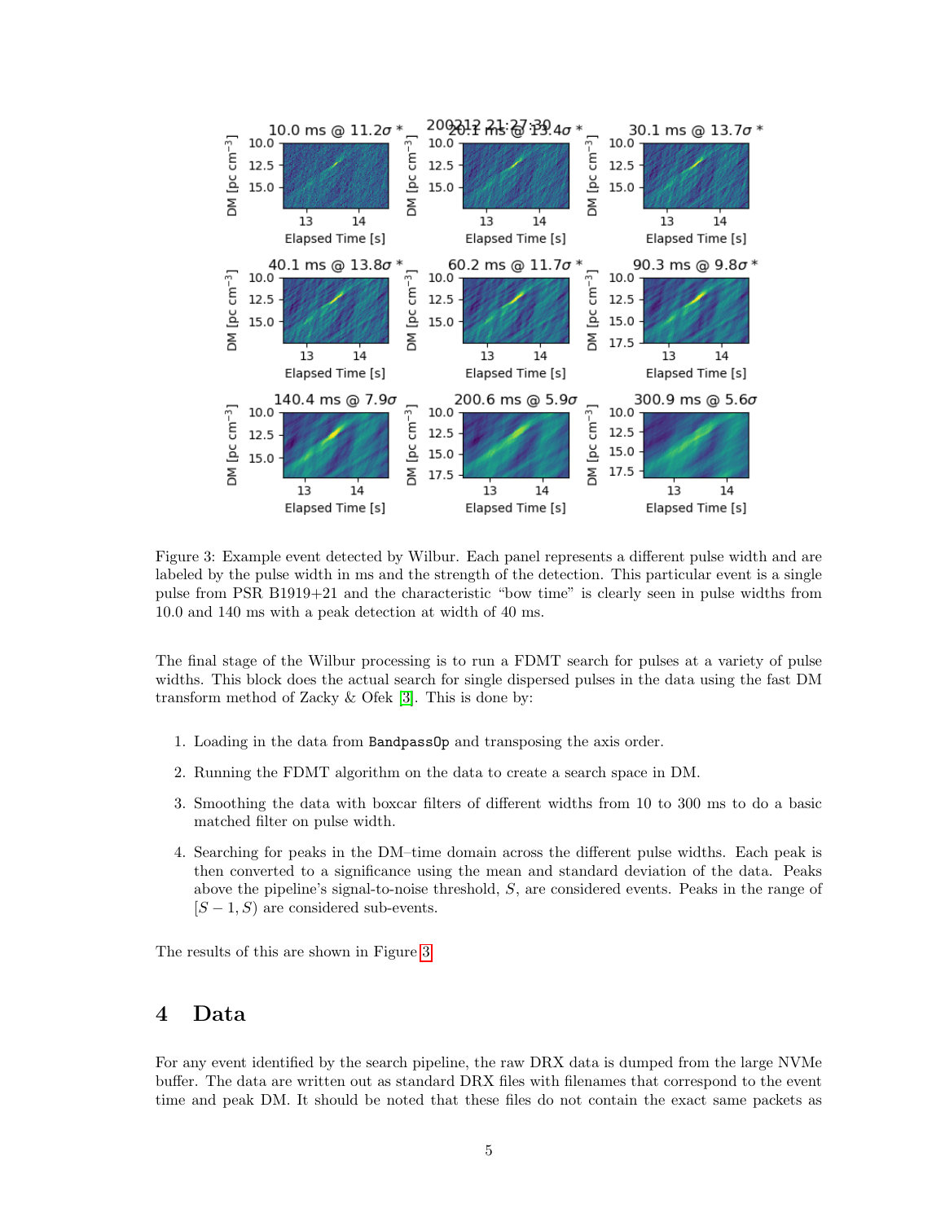10.0 ms @ 11.2σ *
200212 21:27:30
20.1 ms @ 13.4σ *
30.1 ms @ 13.7σ *
40.1 ms @ 13.8σ *
60.2 ms @ 11.7σ *
90.3 ms @ 9.8σ *
140.4 ms @ 7.9σ
200.6 ms @ 5.9σ
300.9 ms @ 5.6σ

DM [pc cm$^{-3}$]
Elapsed Time [s]

Figure 3: Example event detected by Wilbur. Each panel represents a different pulse width and are labeled by the pulse width in ms and the strength of the detection. This particular event is a single pulse from PSR B1919+21 and the characteristic "bow time" is clearly seen in pulse widths from 10.0 and 140 ms with a peak detection at width of 40 ms.

The final stage of the Wilbur processing is to run a FDMT search for pulses at a variety of pulse widths. This block does the actual search for single dispersed pulses in the data using the fast DM transform method of Zacky & Ofek [3]. This is done by:

1. Loading in the data from `BandpassOp` and transposing the axis order.
2. Running the FDMT algorithm on the data to create a search space in DM.
3. Smoothing the data with boxcar filters of different widths from 10 to 300 ms to do a basic matched filter on pulse width.
4. Searching for peaks in the DM–time domain across the different pulse widths. Each peak is then converted to a significance using the mean and standard deviation of the data. Peaks above the pipeline's signal-to-noise threshold, $S$, are considered events. Peaks in the range of $[S - 1, S)$ are considered sub-events.

The results of this are shown in Figure 3.

# 4 Data

For any event identified by the search pipeline, the raw DRX data is dumped from the large NVMe buffer. The data are written out as standard DRX files with filenames that correspond to the event time and peak DM. It should be noted that these files do not contain the exact same packets as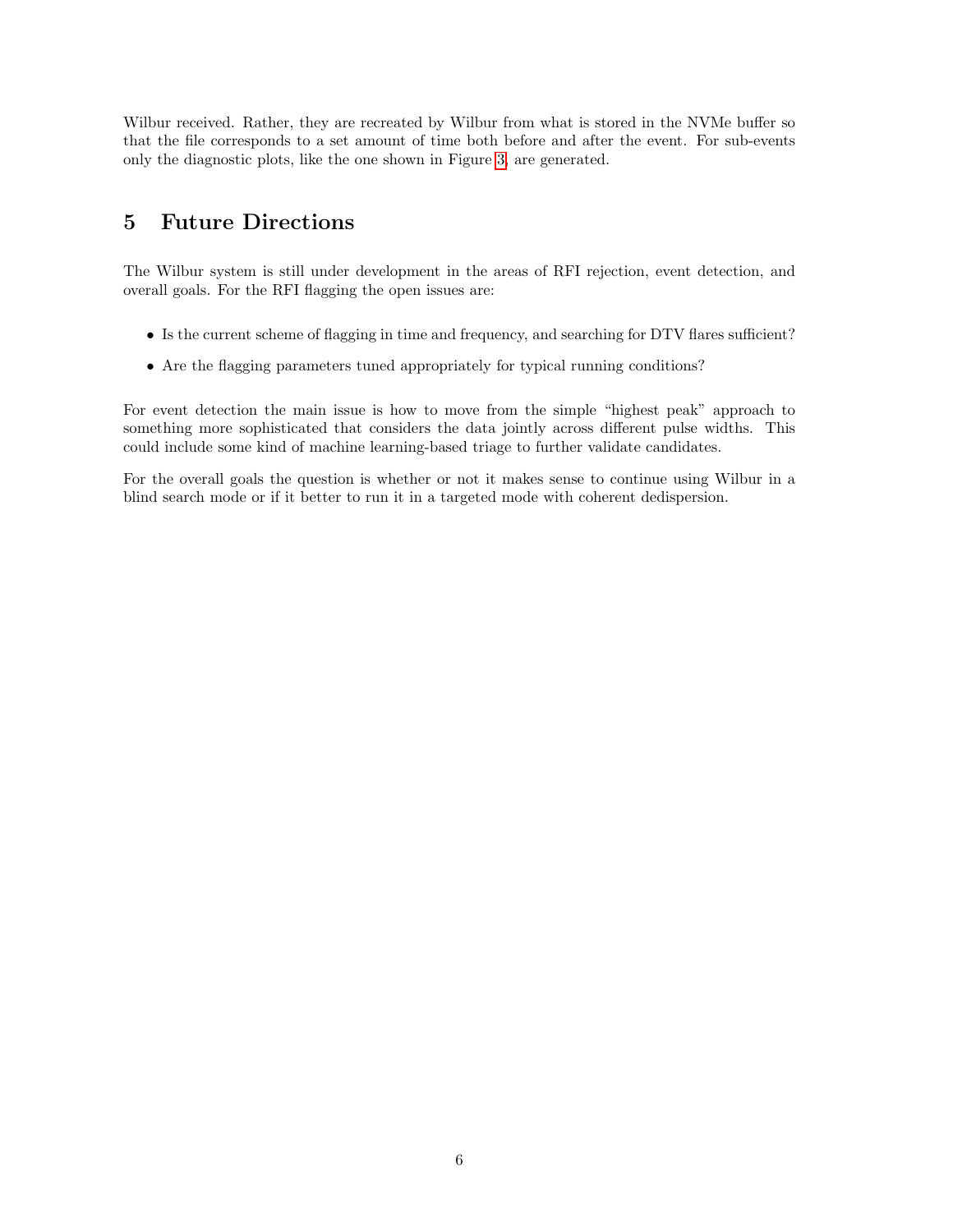Wilbur received. Rather, they are recreated by Wilbur from what is stored in the NVMe buffer so that the file corresponds to a set amount of time both before and after the event. For sub-events only the diagnostic plots, like the one shown in Figure 3, are generated.

## 5 Future Directions

The Wilbur system is still under development in the areas of RFI rejection, event detection, and overall goals. For the RFI flagging the open issues are:

- Is the current scheme of flagging in time and frequency, and searching for DTV flares sufficient?
- Are the flagging parameters tuned appropriately for typical running conditions?

For event detection the main issue is how to move from the simple "highest peak" approach to something more sophisticated that considers the data jointly across different pulse widths. This could include some kind of machine learning-based triage to further validate candidates.

For the overall goals the question is whether or not it makes sense to continue using Wilbur in a blind search mode or if it better to run it in a targeted mode with coherent dedispersion.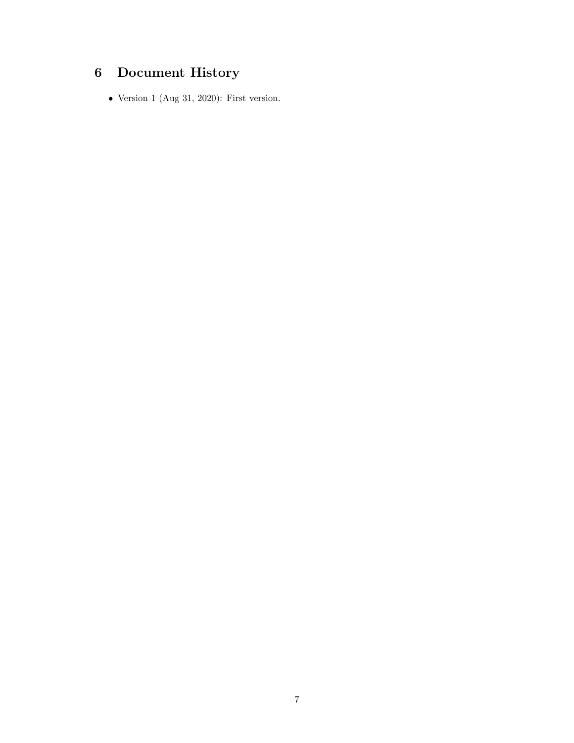## 6 Document History

- Version 1 (Aug 31, 2020): First version.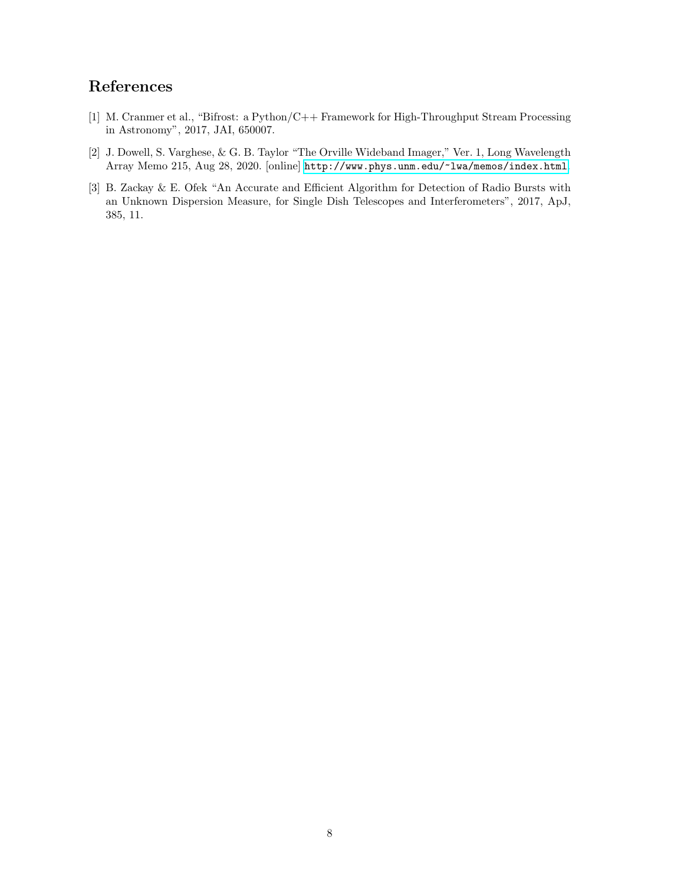## References

[1] M. Cranmer et al., "Bifrost: a Python/C++ Framework for High-Throughput Stream Processing in Astronomy", 2017, JAI, 650007.

[2] J. Dowell, S. Varghese, & G. B. Taylor "The Orville Wideband Imager," Ver. 1, Long Wavelength Array Memo 215, Aug 28, 2020. [online] http://www.phys.unm.edu/~lwa/memos/index.html

[3] B. Zackay & E. Ofek "An Accurate and Efficient Algorithm for Detection of Radio Bursts with an Unknown Dispersion Measure, for Single Dish Telescopes and Interferometers", 2017, ApJ, 385, 11.